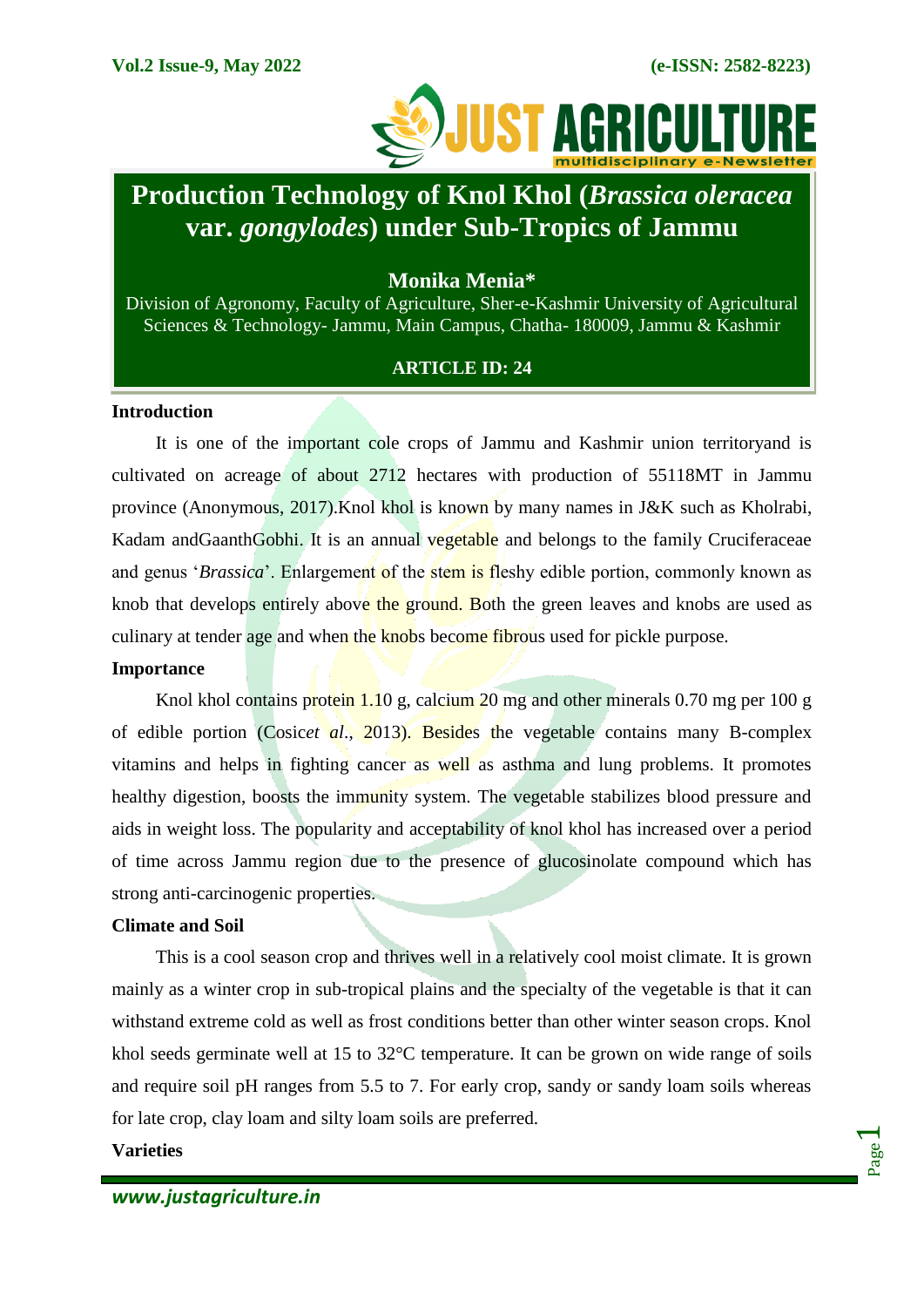# Production Technology of Knol Khol (*Brassica oleracea* var. *gongylodes*) under Sub-Tropics of Jammu

**Monika Menia***

Division of Agronomy, Faculty of Agriculture, Sher-e-Kashmir University of Agricultural Sciences & Technology- Jammu, Main Campus, Chatha- 180009, Jammu & Kashmir

**ARTICLE ID: 24**

## Introduction

It is one of the important cole crops of Jammu and Kashmir union territoryand is cultivated on acreage of about 2712 hectares with production of 55118MT in Jammu province (Anonymous, 2017).Knol khol is known by many names in J&K such as Kholrabi, Kadam andGaanthGobhi. It is an annual vegetable and belongs to the family Cruciferaceae and genus '*Brassica*'. Enlargement of the stem is fleshy edible portion, commonly known as knob that develops entirely above the ground. Both the green leaves and knobs are used as culinary at tender age and when the knobs become fibrous used for pickle purpose.

## Importance

Knol khol contains protein 1.10 g, calcium 20 mg and other minerals 0.70 mg per 100 g of edible portion (Cosic*et al*., 2013). Besides the vegetable contains many B-complex vitamins and helps in fighting cancer as well as asthma and lung problems. It promotes healthy digestion, boosts the immunity system. The vegetable stabilizes blood pressure and aids in weight loss. The popularity and acceptability of knol khol has increased over a period of time across Jammu region due to the presence of glucosinolate compound which has strong anti-carcinogenic properties.

## Climate and Soil

This is a cool season crop and thrives well in a relatively cool moist climate. It is grown mainly as a winter crop in sub-tropical plains and the specialty of the vegetable is that it can withstand extreme cold as well as frost conditions better than other winter season crops. Knol khol seeds germinate well at 15 to 32°C temperature. It can be grown on wide range of soils and require soil pH ranges from 5.5 to 7. For early crop, sandy or sandy loam soils whereas for late crop, clay loam and silty loam soils are preferred.

## Varieties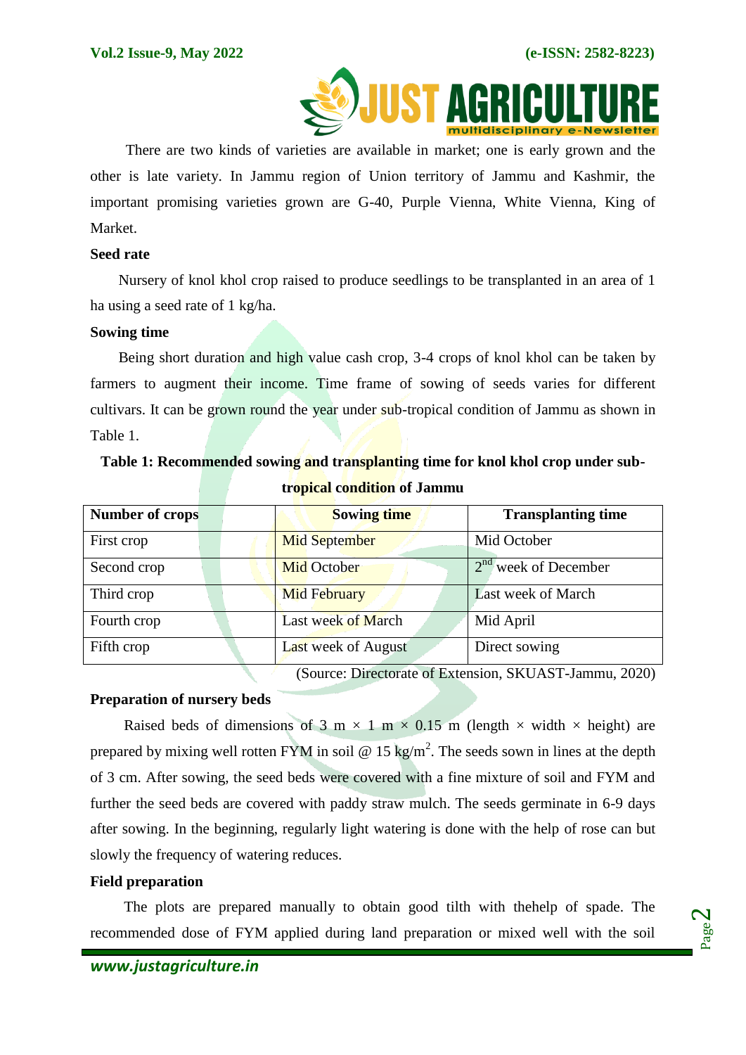There are two kinds of varieties are available in market; one is early grown and the other is late variety. In Jammu region of Union territory of Jammu and Kashmir, the important promising varieties grown are G-40, Purple Vienna, White Vienna, King of Market.

**Seed rate**

Nursery of knol khol crop raised to produce seedlings to be transplanted in an area of 1 ha using a seed rate of 1 kg/ha.

**Sowing time**

Being short duration and high value cash crop, 3-4 crops of knol khol can be taken by farmers to augment their income. Time frame of sowing of seeds varies for different cultivars. It can be grown round the year under sub-tropical condition of Jammu as shown in Table 1.

**Table 1: Recommended sowing and transplanting time for knol khol crop under sub-tropical condition of Jammu**

| Number of crops | Sowing time | Transplanting time |
|---|---|---|
| First crop | Mid September | Mid October |
| Second crop | Mid October | 2nd week of December |
| Third crop | Mid February | Last week of March |
| Fourth crop | Last week of March | Mid April |
| Fifth crop | Last week of August | Direct sowing |

(Source: Directorate of Extension, SKUAST-Jammu, 2020)

**Preparation of nursery beds**

Raised beds of dimensions of 3 m × 1 m × 0.15 m (length × width × height) are prepared by mixing well rotten FYM in soil @ 15 kg/m$^2$. The seeds sown in lines at the depth of 3 cm. After sowing, the seed beds were covered with a fine mixture of soil and FYM and further the seed beds are covered with paddy straw mulch. The seeds germinate in 6-9 days after sowing. In the beginning, regularly light watering is done with the help of rose can but slowly the frequency of watering reduces.

**Field preparation**

The plots are prepared manually to obtain good tilth with thehelp of spade. The recommended dose of FYM applied during land preparation or mixed well with the soil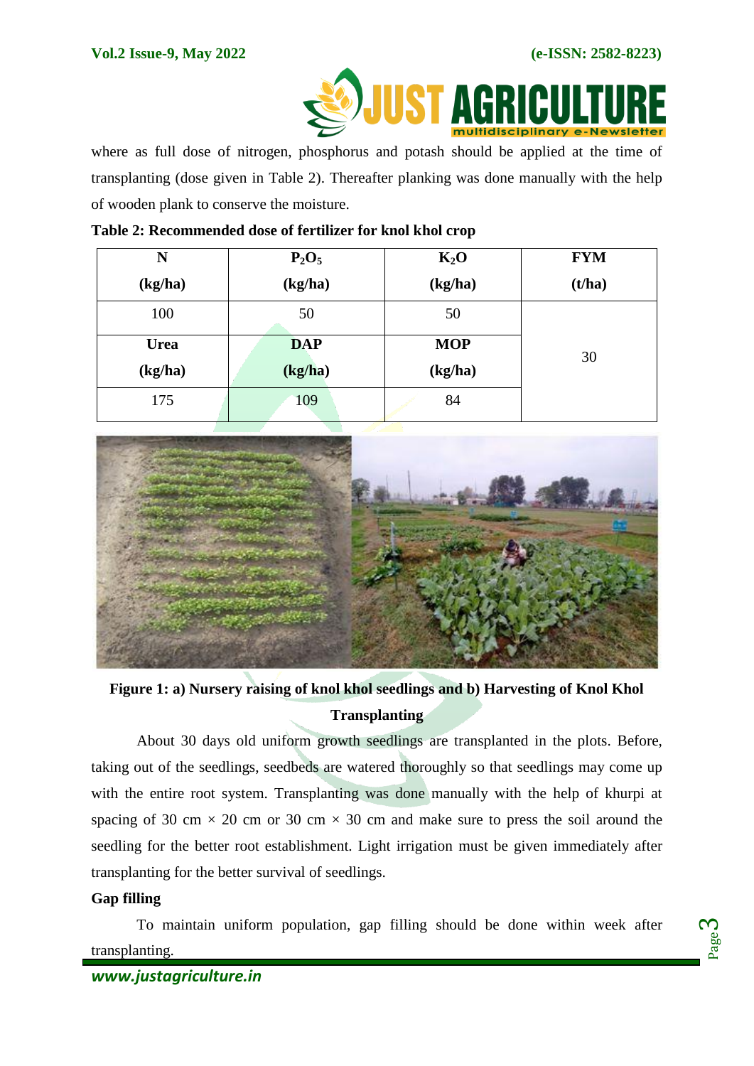where as full dose of nitrogen, phosphorus and potash should be applied at the time of transplanting (dose given in Table 2). Thereafter planking was done manually with the help of wooden plank to conserve the moisture.

**Table 2: Recommended dose of fertilizer for knol khol crop**

| N (kg/ha) | $P_2O_5$ (kg/ha) | $K_2O$ (kg/ha) | FYM (t/ha) |
|---|---|---|---|
| 100 | 50 | 50 | 30 |
| **Urea (kg/ha)** | **DAP (kg/ha)** | **MOP (kg/ha)** | |
| 175 | 109 | 84 | |

**Figure 1: a) Nursery raising of knol khol seedlings and b) Harvesting of Knol Khol**

**Transplanting**

About 30 days old uniform growth seedlings are transplanted in the plots. Before, taking out of the seedlings, seedbeds are watered thoroughly so that seedlings may come up with the entire root system. Transplanting was done manually with the help of khurpi at spacing of 30 cm × 20 cm or 30 cm × 30 cm and make sure to press the soil around the seedling for the better root establishment. Light irrigation must be given immediately after transplanting for the better survival of seedlings.

**Gap filling**

To maintain uniform population, gap filling should be done within week after transplanting.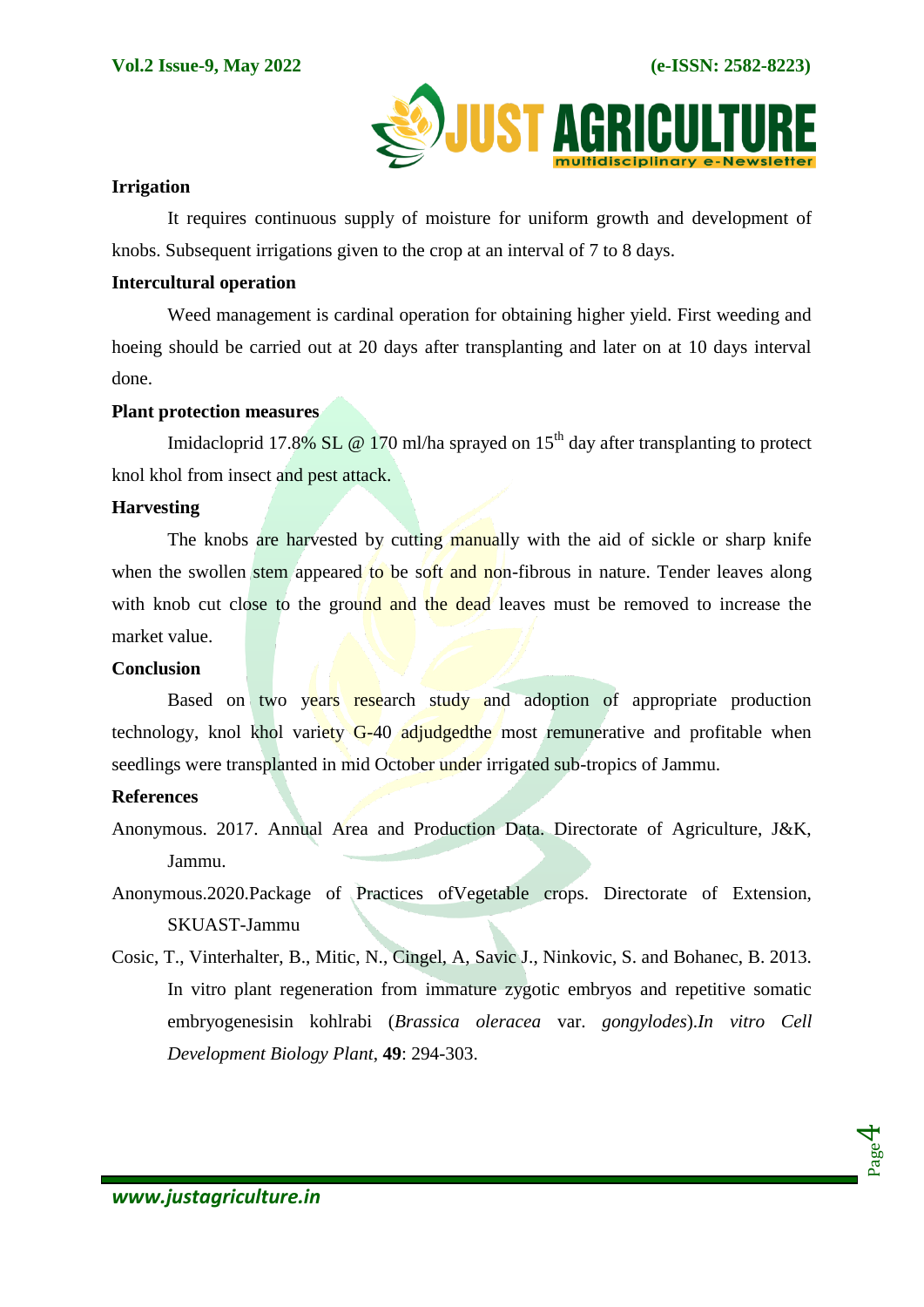## Irrigation

It requires continuous supply of moisture for uniform growth and development of knobs. Subsequent irrigations given to the crop at an interval of 7 to 8 days.

## Intercultural operation

Weed management is cardinal operation for obtaining higher yield. First weeding and hoeing should be carried out at 20 days after transplanting and later on at 10 days interval done.

## Plant protection measures

Imidacloprid 17.8% SL @ 170 ml/ha sprayed on 15$^{th}$ day after transplanting to protect knol khol from insect and pest attack.

## Harvesting

The knobs are harvested by cutting manually with the aid of sickle or sharp knife when the swollen stem appeared to be soft and non-fibrous in nature. Tender leaves along with knob cut close to the ground and the dead leaves must be removed to increase the market value.

## Conclusion

Based on two years research study and adoption of appropriate production technology, knol khol variety G-40 adjudgedthe most remunerative and profitable when seedlings were transplanted in mid October under irrigated sub-tropics of Jammu.

## References

Anonymous. 2017. Annual Area and Production Data. Directorate of Agriculture, J&K, Jammu.

Anonymous.2020.Package of Practices ofVegetable crops. Directorate of Extension, SKUAST-Jammu

Cosic, T., Vinterhalter, B., Mitic, N., Cingel, A, Savic J., Ninkovic, S. and Bohanec, B. 2013. In vitro plant regeneration from immature zygotic embryos and repetitive somatic embryogenesisin kohlrabi (*Brassica oleracea* var. *gongylodes*).*In vitro Cell Development Biology Plant*, **49**: 294-303.